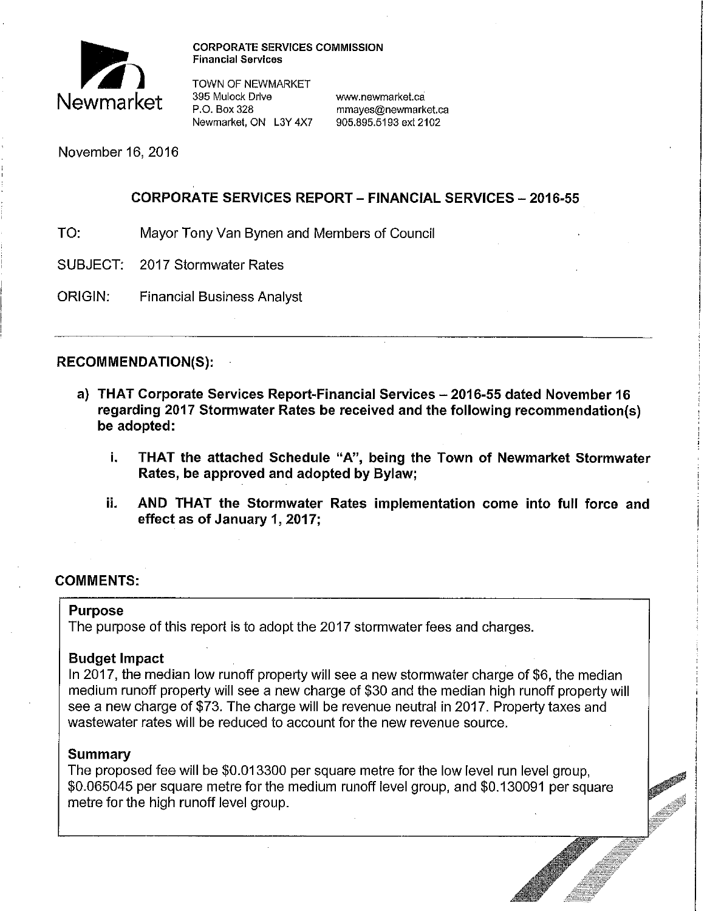**CORPORATE SERVICES COMMISSION**
**Financial Services**

TOWN OF NEWMARKET
395 Mulock Drive
P.O. Box 328
Newmarket, ON L3Y 4X7

www.newmarket.ca
mmayes@newmarket.ca
905.895.5193 ext 2102

November 16, 2016

## CORPORATE SERVICES REPORT – FINANCIAL SERVICES – 2016-55

TO: Mayor Tony Van Bynen and Members of Council

SUBJECT: 2017 Stormwater Rates

ORIGIN: Financial Business Analyst

---

### RECOMMENDATION(S):

a) **THAT Corporate Services Report-Financial Services – 2016-55 dated November 16 regarding 2017 Stormwater Rates be received and the following recommendation(s) be adopted:**

   i. **THAT the attached Schedule "A", being the Town of Newmarket Stormwater Rates, be approved and adopted by Bylaw;**

   ii. **AND THAT the Stormwater Rates implementation come into full force and effect as of January 1, 2017;**

### COMMENTS:

**Purpose**
The purpose of this report is to adopt the 2017 stormwater fees and charges.

**Budget Impact**
In 2017, the median low runoff property will see a new stormwater charge of $6, the median medium runoff property will see a new charge of $30 and the median high runoff property will see a new charge of $73. The charge will be revenue neutral in 2017. Property taxes and wastewater rates will be reduced to account for the new revenue source.

**Summary**
The proposed fee will be $0.013300 per square metre for the low level run level group, $0.065045 per square metre for the medium runoff level group, and $0.130091 per square metre for the high runoff level group.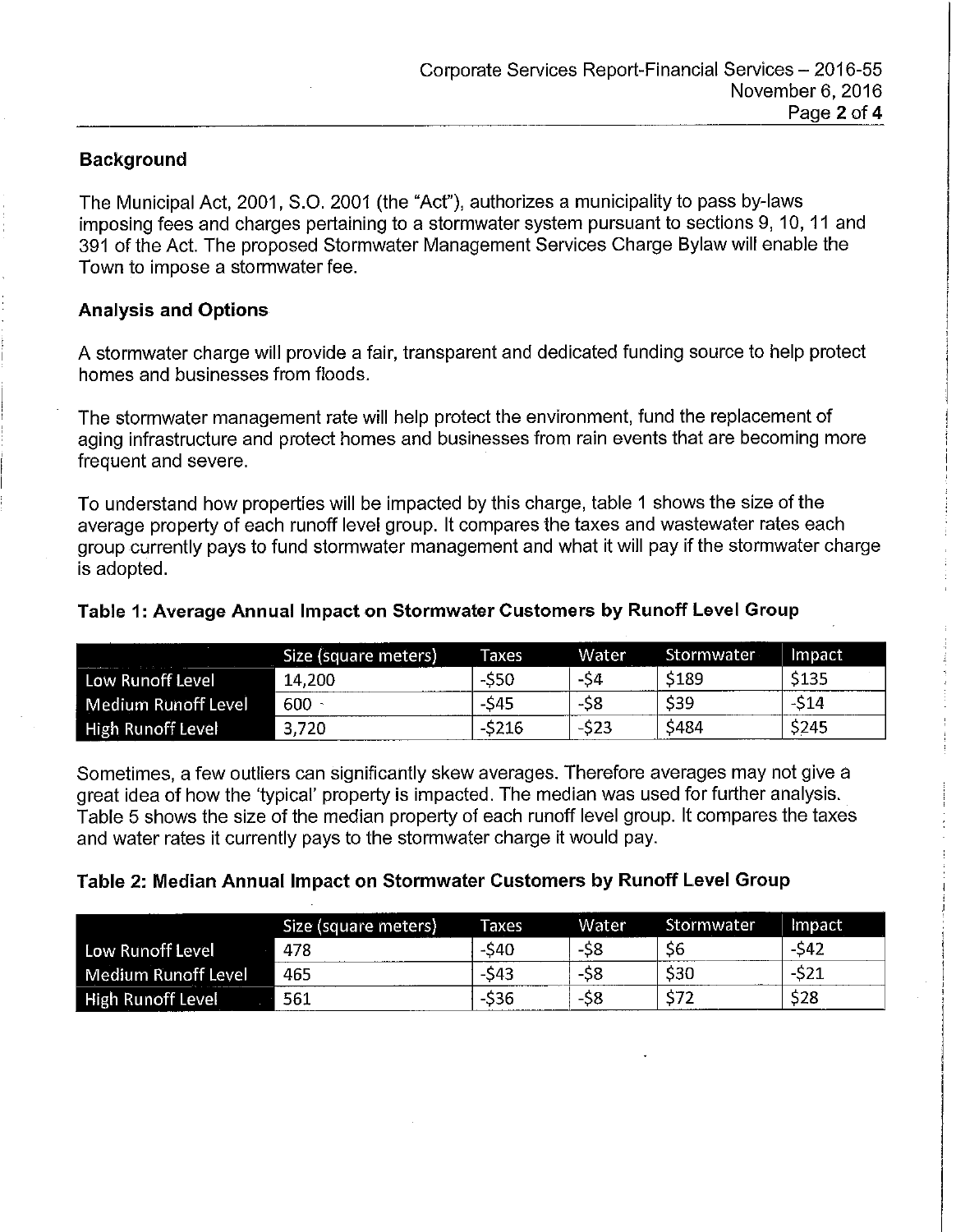## Background

The Municipal Act, 2001, S.O. 2001 (the "Act"), authorizes a municipality to pass by-laws imposing fees and charges pertaining to a stormwater system pursuant to sections 9, 10, 11 and 391 of the Act. The proposed Stormwater Management Services Charge Bylaw will enable the Town to impose a stormwater fee.

## Analysis and Options

A stormwater charge will provide a fair, transparent and dedicated funding source to help protect homes and businesses from floods.

The stormwater management rate will help protect the environment, fund the replacement of aging infrastructure and protect homes and businesses from rain events that are becoming more frequent and severe.

To understand how properties will be impacted by this charge, table 1 shows the size of the average property of each runoff level group. It compares the taxes and wastewater rates each group currently pays to fund stormwater management and what it will pay if the stormwater charge is adopted.

**Table 1: Average Annual Impact on Stormwater Customers by Runoff Level Group**

| | Size (square meters) | Taxes | Water | Stormwater | Impact |
|---|---|---|---|---|---|
| Low Runoff Level | 14,200 | -$50 | -$4 | $189 | $135 |
| Medium Runoff Level | 600 | -$45 | -$8 | $39 | -$14 |
| High Runoff Level | 3,720 | -$216 | -$23 | $484 | $245 |

Sometimes, a few outliers can significantly skew averages. Therefore averages may not give a great idea of how the 'typical' property is impacted. The median was used for further analysis. Table 5 shows the size of the median property of each runoff level group. It compares the taxes and water rates it currently pays to the stormwater charge it would pay.

**Table 2: Median Annual Impact on Stormwater Customers by Runoff Level Group**

| | Size (square meters) | Taxes | Water | Stormwater | Impact |
|---|---|---|---|---|---|
| Low Runoff Level | 478 | -$40 | -$8 | $6 | -$42 |
| Medium Runoff Level | 465 | -$43 | -$8 | $30 | -$21 |
| High Runoff Level | 561 | -$36 | -$8 | $72 | $28 |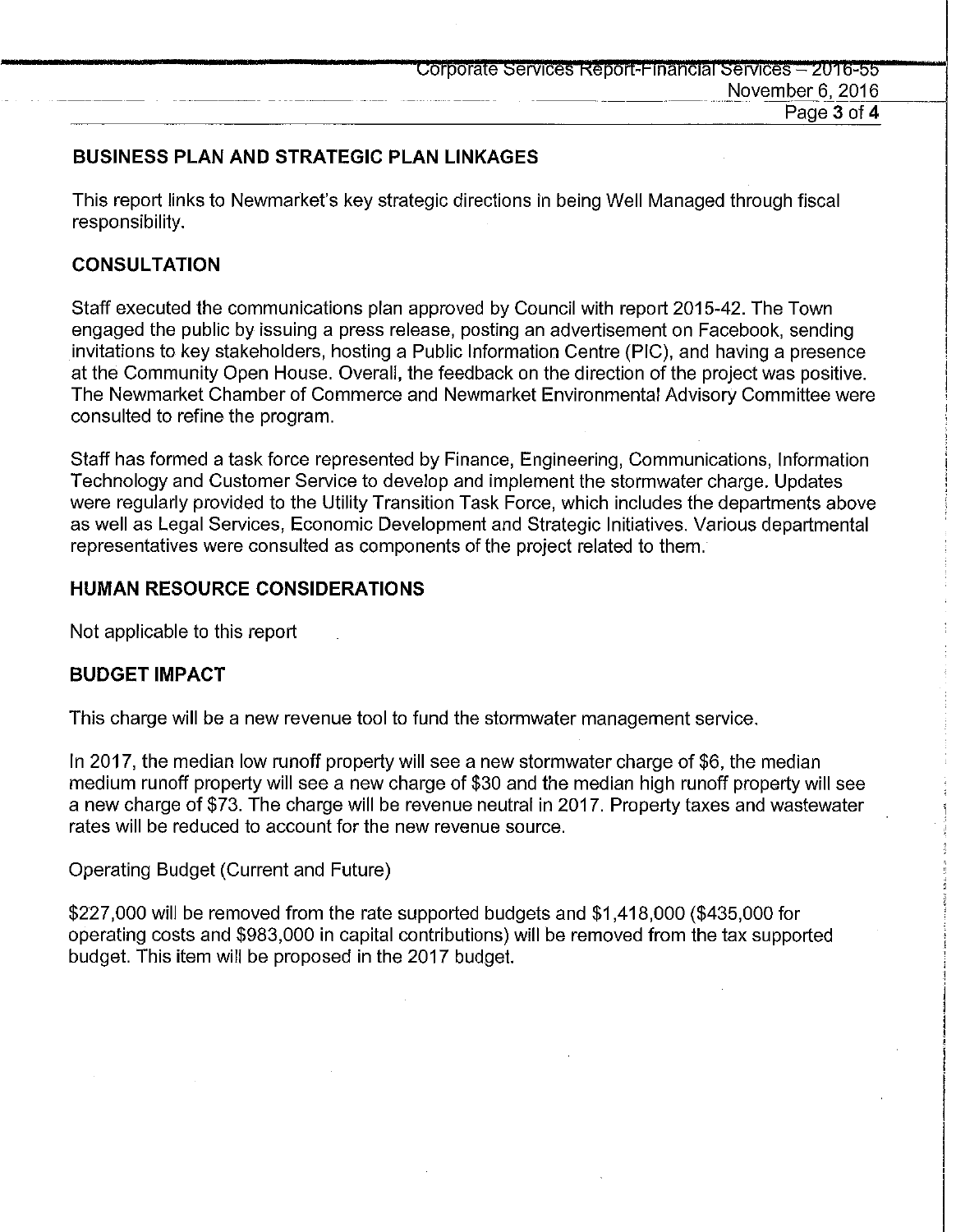## BUSINESS PLAN AND STRATEGIC PLAN LINKAGES

This report links to Newmarket's key strategic directions in being Well Managed through fiscal responsibility.

## CONSULTATION

Staff executed the communications plan approved by Council with report 2015-42. The Town engaged the public by issuing a press release, posting an advertisement on Facebook, sending invitations to key stakeholders, hosting a Public Information Centre (PIC), and having a presence at the Community Open House. Overall, the feedback on the direction of the project was positive. The Newmarket Chamber of Commerce and Newmarket Environmental Advisory Committee were consulted to refine the program.

Staff has formed a task force represented by Finance, Engineering, Communications, Information Technology and Customer Service to develop and implement the stormwater charge. Updates were regularly provided to the Utility Transition Task Force, which includes the departments above as well as Legal Services, Economic Development and Strategic Initiatives. Various departmental representatives were consulted as components of the project related to them.

## HUMAN RESOURCE CONSIDERATIONS

Not applicable to this report

## BUDGET IMPACT

This charge will be a new revenue tool to fund the stormwater management service.

In 2017, the median low runoff property will see a new stormwater charge of $6, the median medium runoff property will see a new charge of $30 and the median high runoff property will see a new charge of $73. The charge will be revenue neutral in 2017. Property taxes and wastewater rates will be reduced to account for the new revenue source.

Operating Budget (Current and Future)

$227,000 will be removed from the rate supported budgets and $1,418,000 ($435,000 for operating costs and $983,000 in capital contributions) will be removed from the tax supported budget. This item will be proposed in the 2017 budget.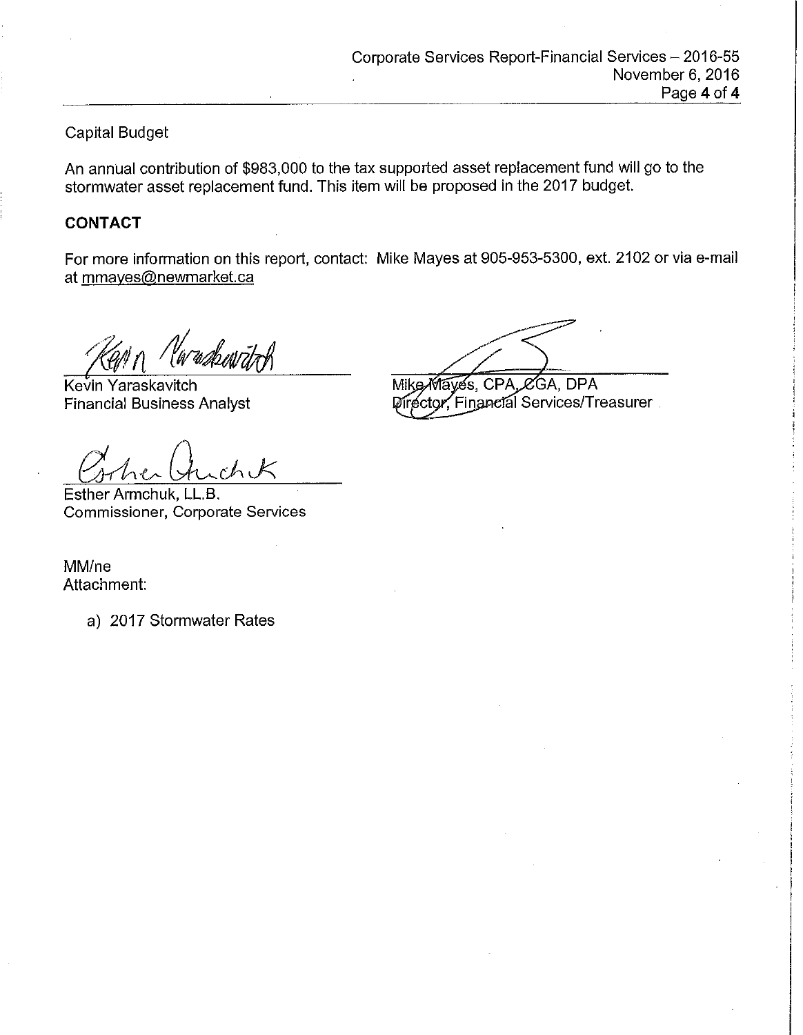Capital Budget

An annual contribution of $983,000 to the tax supported asset replacement fund will go to the stormwater asset replacement fund. This item will be proposed in the 2017 budget.

## CONTACT

For more information on this report, contact: Mike Mayes at 905-953-5300, ext. 2102 or via e-mail at mmayes@newmarket.ca

Kevin Yaraskavitch
Financial Business Analyst

Mike Mayes, CPA, CGA, DPA
Director, Financial Services/Treasurer

Esther Armchuk, LL.B.
Commissioner, Corporate Services

MM/ne
Attachment:

a) 2017 Stormwater Rates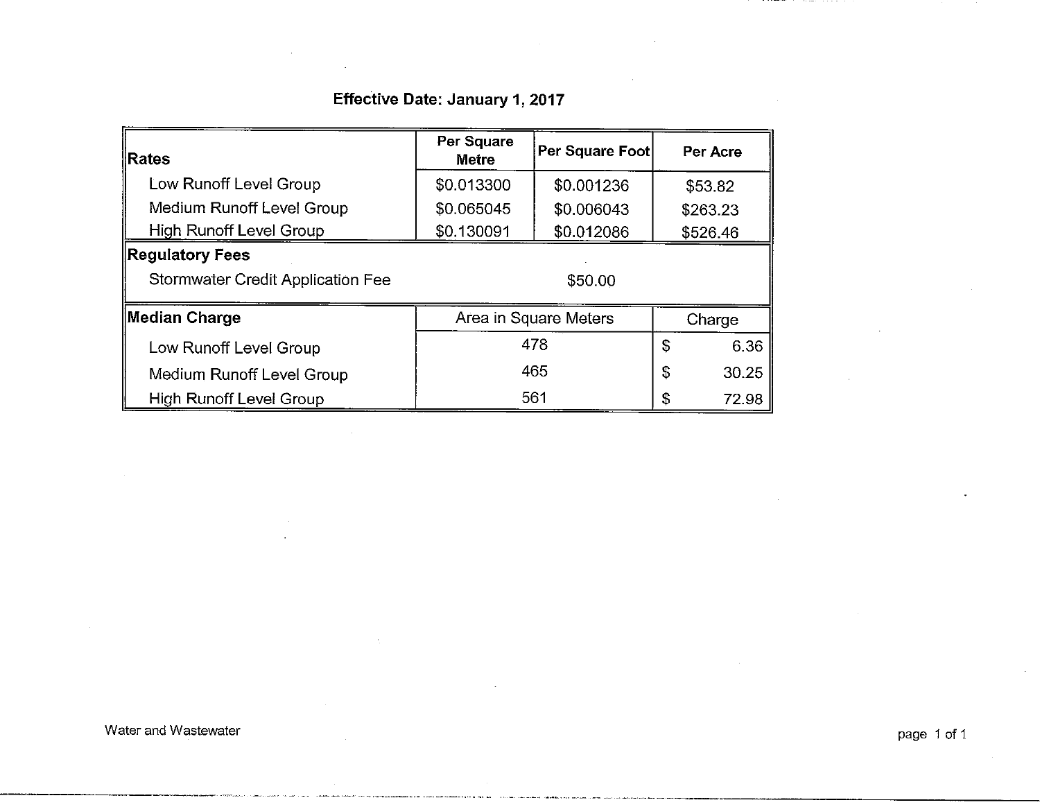## Effective Date: January 1, 2017

| Rates | Per Square Metre | Per Square Foot | Per Acre |
|---|---|---|---|
| Low Runoff Level Group | $0.013300 | $0.001236 | $53.82 |
| Medium Runoff Level Group | $0.065045 | $0.006043 | $263.23 |
| High Runoff Level Group | $0.130091 | $0.012086 | $526.46 |
| **Regulatory Fees** | | | |
| Stormwater Credit Application Fee | $50.00 | | |
| **Median Charge** | Area in Square Meters | | Charge |
| Low Runoff Level Group | 478 | | $ 6.36 |
| Medium Runoff Level Group | 465 | | $ 30.25 |
| High Runoff Level Group | 561 | | $ 72.98 |

Water and Wastewater